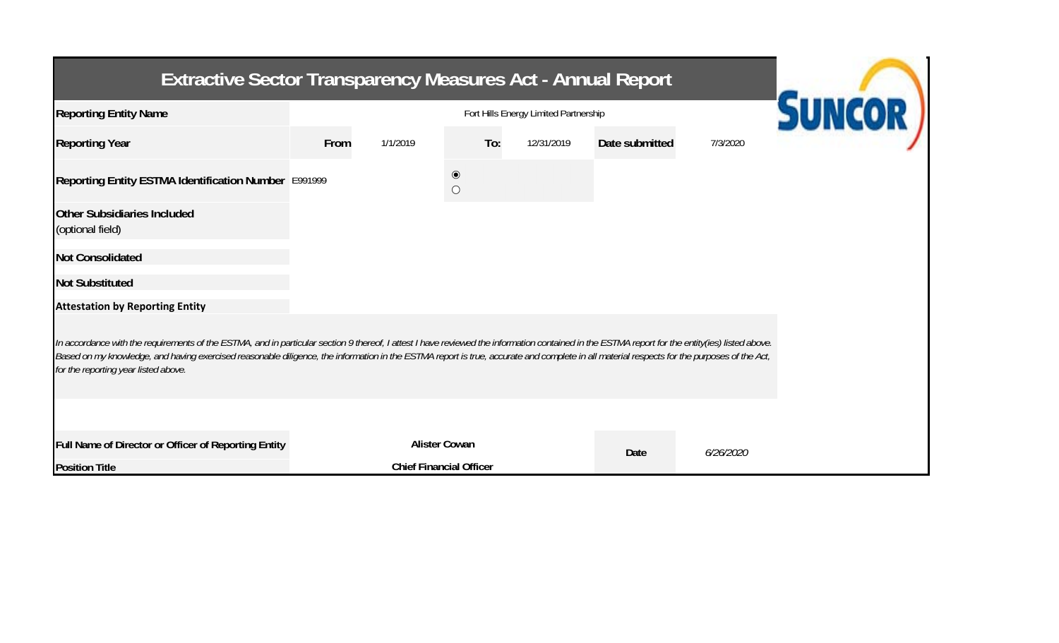# Extractive Sector Transparency Measures Act - Annual Report

SUNCOR

| | | | | | | |
|---|---|---|---|---|---|---|
| **Reporting Entity Name** | | | Fort Hills Energy Limited Partnership | | | |
| **Reporting Year** | **From** | 1/1/2019 | **To:** | 12/31/2019 | **Date submitted** | 7/3/2020 |
| **Reporting Entity ESTMA Identification Number** | E991999 | | ◉ ○ | | | |
| **Other Subsidiaries Included** (optional field) | | | | | | |
| **Not Consolidated** | | | | | | |
| **Not Substituted** | | | | | | |

**Attestation by Reporting Entity**

*In accordance with the requirements of the ESTMA, and in particular section 9 thereof, I attest I have reviewed the information contained in the ESTMA report for the entity(ies) listed above. Based on my knowledge, and having exercised reasonable diligence, the information in the ESTMA report is true, accurate and complete in all material respects for the purposes of the Act, for the reporting year listed above.*

| | | | |
|---|---|---|---|
| **Full Name of Director or Officer of Reporting Entity** | **Alister Cowan** | **Date** | *6/26/2020* |
| **Position Title** | **Chief Financial Officer** | | |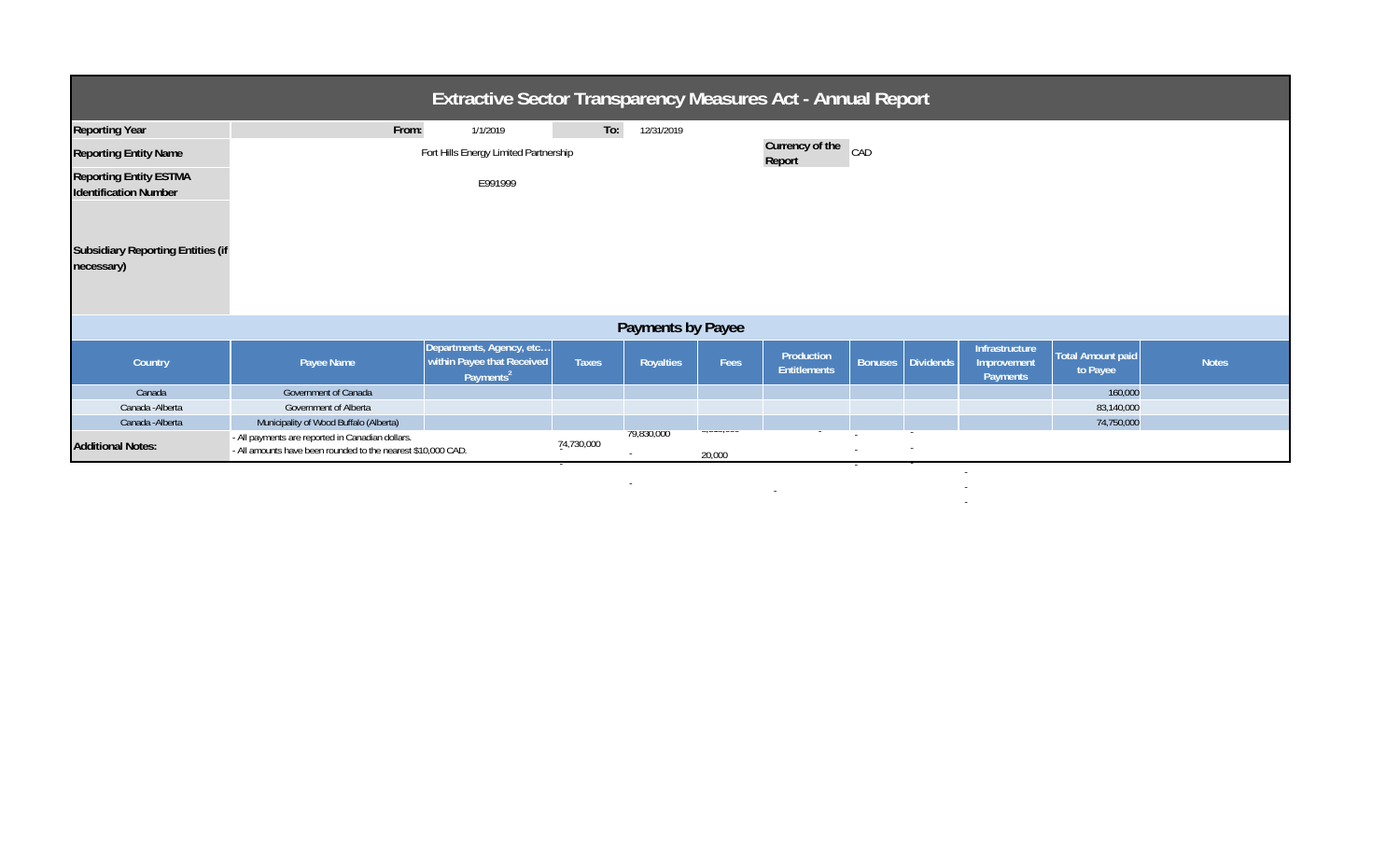# Extractive Sector Transparency Measures Act - Annual Report

| | | | |
|---|---|---|---|
| **Reporting Year** | From: 1/1/2019 | To: 12/31/2019 | |
| **Reporting Entity Name** | Fort Hills Energy Limited Partnership | Currency of the Report | CAD |
| **Reporting Entity ESTMA Identification Number** | E991999 | | |
| **Subsidiary Reporting Entities (if necessary)** | | | |

## Payments by Payee

| Country | Payee Name | Departments, Agency, etc… within Payee that Received Payments[2] | Taxes | Royalties | Fees | Production Entitlements | Bonuses | Dividends | Infrastructure Improvement Payments | Total Amount paid to Payee | Notes |
|---|---|---|---|---|---|---|---|---|---|---|---|
| Canada | Government of Canada | | | | | | | | | 160,000 | |
| Canada -Alberta | Government of Alberta | | | | | | | | | 83,140,000 | |
| Canada -Alberta | Municipality of Wood Buffalo (Alberta) | | | | | | | | | 74,750,000 | |
| **Additional Notes:** | - All payments are reported in Canadian dollars.<br>- All amounts have been rounded to the nearest $10,000 CAD. | | 74,730,000<br>- | 79,830,000<br>-<br>- | 20,000 | -<br>- | -<br>-<br>- | -<br>-<br>- | -<br>-<br>- | | |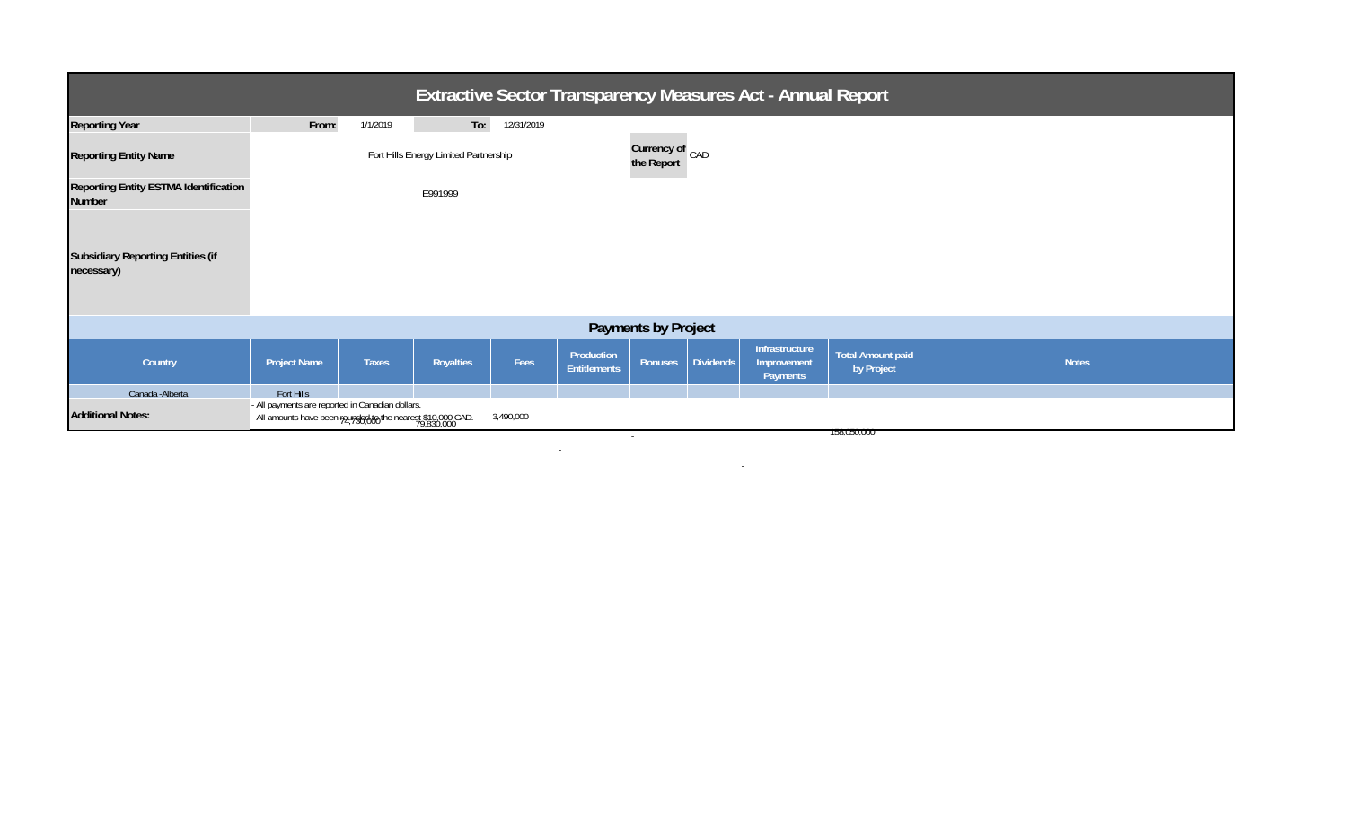# Extractive Sector Transparency Measures Act - Annual Report

| | | | | |
|---|---|---|---|---|
| **Reporting Year** | From: | 1/1/2019 | To: | 12/31/2019 |
| **Reporting Entity Name** | Fort Hills Energy Limited Partnership | | **Currency of the Report** | CAD |
| **Reporting Entity ESTMA Identification Number** | E991999 | | | |
| **Subsidiary Reporting Entities (if necessary)** | | | | |

## Payments by Project

| Country | Project Name | Taxes | Royalties | Fees | Production Entitlements | Bonuses | Dividends | Infrastructure Improvement Payments | Total Amount paid by Project | Notes |
|---|---|---|---|---|---|---|---|---|---|---|
| Canada -Alberta | Fort Hills | 74,730,000 | 79,830,000 | 3,490,000 | - | - | | - | 158,050,000 | |

**Additional Notes:**

- All payments are reported in Canadian dollars.
- All amounts have been rounded to the nearest $10,000 CAD.